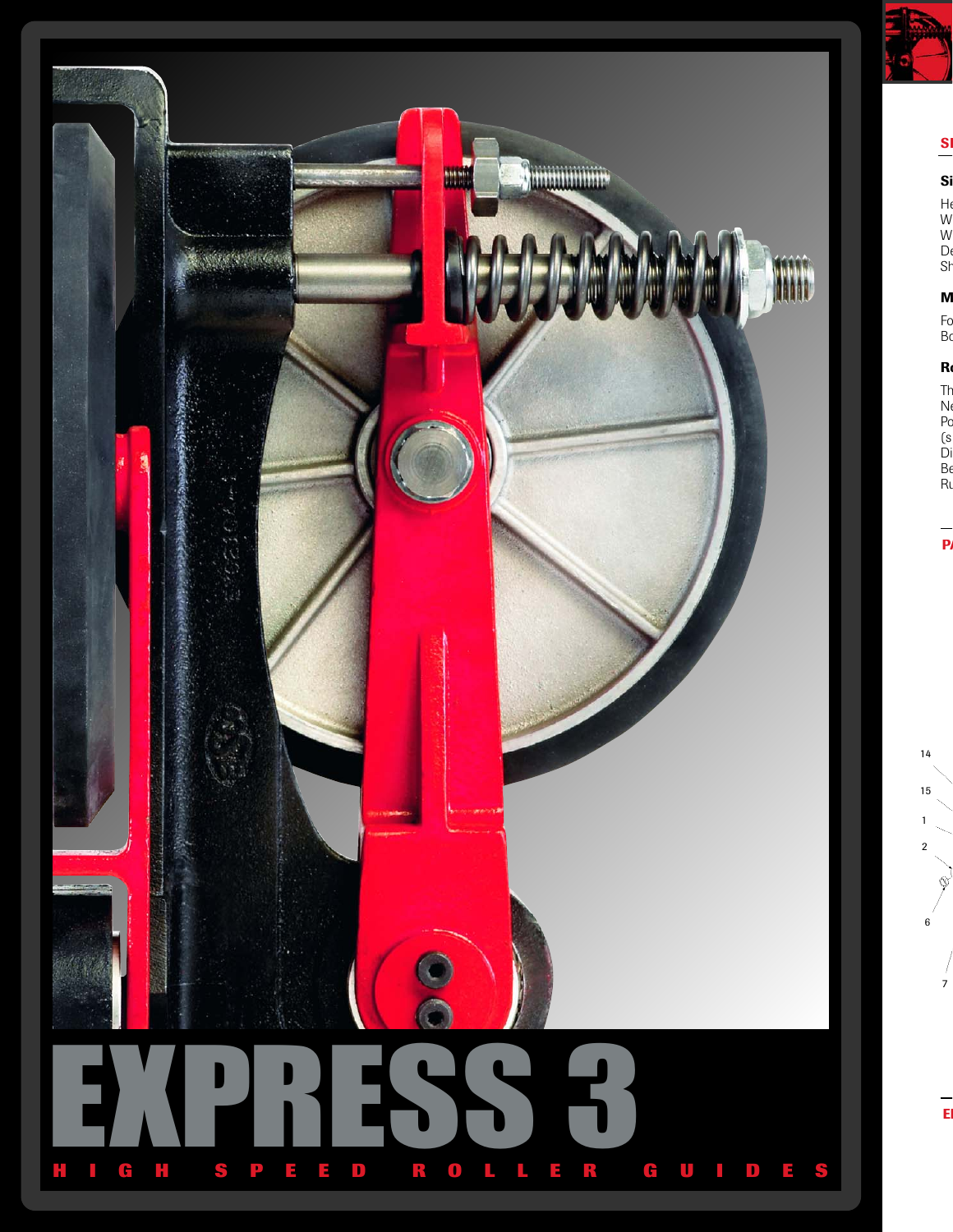# EXPRESS 3

HIGH SPEED ROLLER GUIDES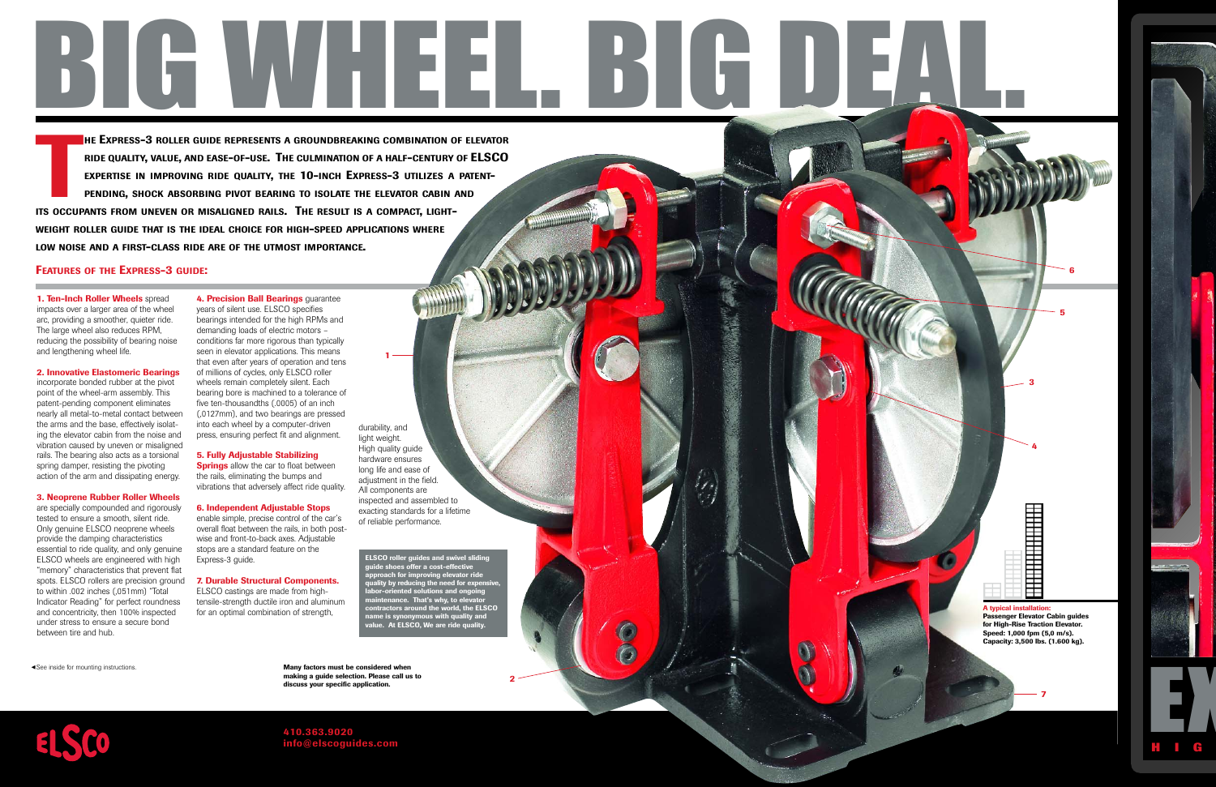# BIG WHEEL. BIG DEAL.

**THE EXPRESS-3 ROLLER GUIDE REPRESENTS A GROUNDBREAKING COMBINATION OF ELEVATOR RIDE QUALITY, VALUE, AND EASE-OF-USE. THE CULMINATION OF A HALF-CENTURY OF ELSCO EXPERTISE IN IMPROVING RIDE QUALITY, THE 10-INCH EXPRESS-3 UTILIZES A PATENT-PENDING, SHOCK ABSORBING PIVOT BEARING TO ISOLATE THE ELEVATOR CABIN AND ITS OCCUPANTS FROM UNEVEN OR MISALIGNED RAILS. THE RESULT IS A COMPACT, LIGHT-WEIGHT ROLLER GUIDE THAT IS THE IDEAL CHOICE FOR HIGH-SPEED APPLICATIONS WHERE LOW NOISE AND A FIRST-CLASS RIDE ARE OF THE UTMOST IMPORTANCE.**

## FEATURES OF THE EXPRESS-3 GUIDE:

**1. Ten-Inch Roller Wheels** spread impacts over a larger area of the wheel arc, providing a smoother, quieter ride. The large wheel also reduces RPM, reducing the possibility of bearing noise and lengthening wheel life.

**2. Innovative Elastomeric Bearings** incorporate bonded rubber at the pivot point of the wheel-arm assembly. This patent-pending component eliminates nearly all metal-to-metal contact between the arms and the base, effectively isolating the elevator cabin from the noise and vibration caused by uneven or misaligned rails. The bearing also acts as a torsional spring damper, resisting the pivoting action of the arm and dissipating energy.

**3. Neoprene Rubber Roller Wheels** are specially compounded and rigorously tested to ensure a smooth, silent ride. Only genuine ELSCO neoprene wheels provide the damping characteristics essential to ride quality, and only genuine ELSCO wheels are engineered with high "memory" characteristics that prevent flat spots. ELSCO rollers are precision ground to within .002 inches (.051mm) "Total Indicator Reading" for perfect roundness and concentricity, then 100% inspected under stress to ensure a secure bond between tire and hub.

**4. Precision Ball Bearings** guarantee years of silent use. ELSCO specifies bearings intended for the high RPMs and demanding loads of electric motors – conditions far more rigorous than typically seen in elevator applications. This means that even after years of operation and tens of millions of cycles, only ELSCO roller wheels remain completely silent. Each bearing bore is machined to a tolerance of five ten-thousandths (.0005) of an inch (.0127mm), and two bearings are pressed into each wheel by a computer-driven press, ensuring perfect fit and alignment.

**5. Fully Adjustable Stabilizing Springs** allow the car to float between the rails, eliminating the bumps and vibrations that adversely affect ride quality.

**6. Independent Adjustable Stops** enable simple, precise control of the car's overall float between the rails, in both post-wise and front-to-back axes. Adjustable stops are a standard feature on the Express-3 guide.

**7. Durable Structural Components.** ELSCO castings are made from high-tensile-strength ductile iron and aluminum for an optimal combination of strength, durability, and light weight. High quality guide hardware ensures long life and ease of adjustment in the field. All components are inspected and assembled to exacting standards for a lifetime of reliable performance.

**ELSCO roller guides and swivel sliding guide shoes offer a cost-effective approach for improving elevator ride quality by reducing the need for expensive, labor-oriented solutions and ongoing maintenance. That's why, to elevator contractors around the world, the ELSCO name is synonymous with quality and value. At ELSCO, We are ride quality.**

◄See inside for mounting instructions.

**Many factors must be considered when making a guide selection. Please call us to discuss your specific application.**

**A typical installation:**
**Passenger Elevator Cabin guides for High-Rise Traction Elevator.**
**Speed: 1,000 fpm (5,0 m/s).**
**Capacity: 3,500 lbs. (1.600 kg).**

ELSCO

**410.363.9020**
**info@elscoguides.com**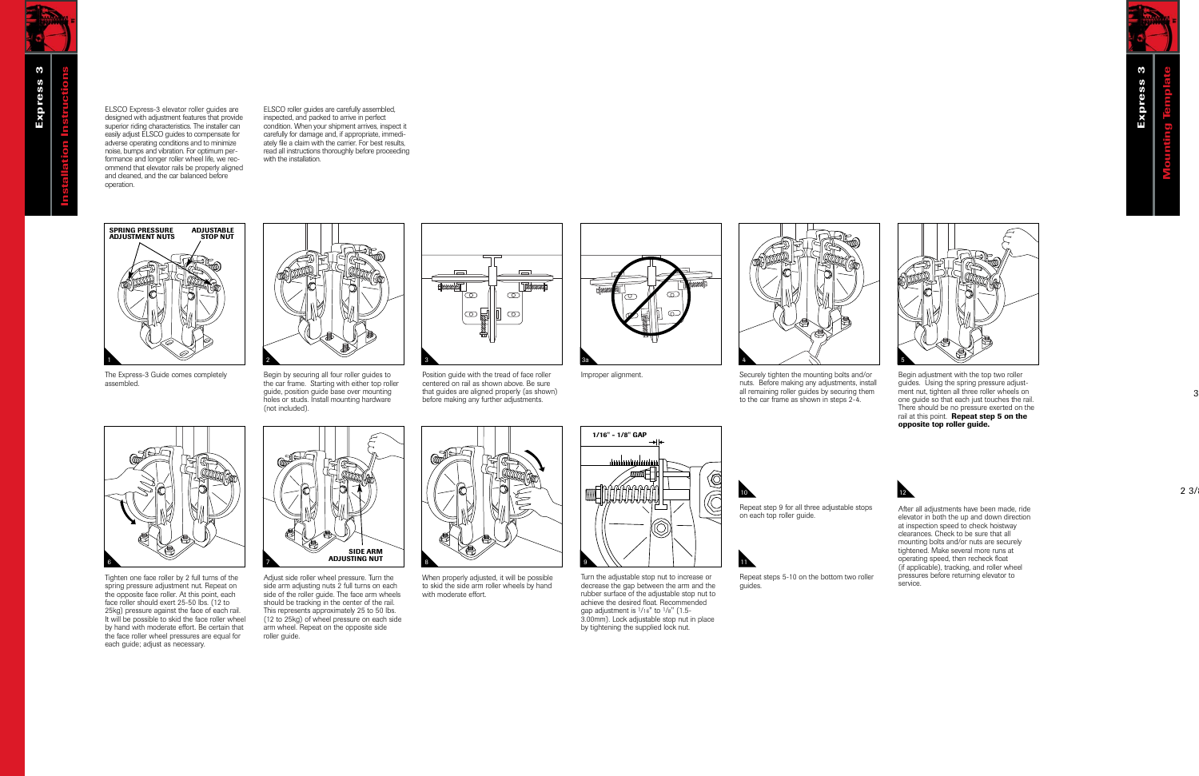# Express 3 Installation Instructions

ELSCO Express-3 elevator roller guides are designed with adjustment features that provide superior riding characteristics. The installer can easily adjust ELSCO guides to compensate for adverse operating conditions and to minimize noise, bumps and vibration. For optimum performance and longer roller wheel life, we recommend that elevator rails be properly aligned and cleaned, and the car balanced before operation.

ELSCO roller guides are carefully assembled, inspected, and packed to arrive in perfect condition. When your shipment arrives, inspect it carefully for damage and, if appropriate, immediately file a claim with the carrier. For best results, read all instructions thoroughly before proceeding with the installation.

SPRING PRESSURE ADJUSTMENT NUTS

ADJUSTABLE STOP NUT

1 The Express-3 Guide comes completely assembled.

2 Begin by securing all four roller guides to the car frame. Starting with either top roller guide, position guide base over mounting holes or studs. Install mounting hardware (not included).

3 Position guide with the tread of face roller centered on rail as shown above. Be sure that guides are aligned properly (as shown) before making any further adjustments.

3a Improper alignment.

4 Securely tighten the mounting bolts and/or nuts. Before making any adjustments, install all remaining roller guides by securing them to the car frame as shown in steps 2-4.

5 Begin adjustment with the top two roller guides. Using the spring pressure adjustment nut, tighten all three roller wheels on one guide so that each just touches the rail. There should be no pressure exerted on the rail at this point. **Repeat step 5 on the opposite top roller guide.**

6 Tighten one face roller by 2 full turns of the spring pressure adjustment nut. Repeat on the opposite face roller. At this point, each face roller should exert 25-50 lbs. (12 to 25kg) pressure against the face of each rail. It will be possible to skid the face roller wheel by hand with moderate effort. Be certain that the face roller wheel pressures are equal for each guide; adjust as necessary.

SIDE ARM ADJUSTING NUT

7 Adjust side roller wheel pressure. Turn the side arm adjusting nuts 2 full turns on each side of the roller guide. The face arm wheels should be tracking in the center of the rail. This represents approximately 25 to 50 lbs. (12 to 25kg) of wheel pressure on each side arm wheel. Repeat on the opposite side roller guide.

8 When properly adjusted, it will be possible to skid the side arm roller wheels by hand with moderate effort.

1/16" - 1/8" GAP

9 Turn the adjustable stop nut to increase or decrease the gap between the arm and the rubber surface of the adjustable stop nut to achieve the desired float. Recommended gap adjustment is 1/16" to 1/8" (1.5-3.00mm). Lock adjustable stop nut in place by tightening the supplied lock nut.

10 Repeat step 9 for all three adjustable stops on each top roller guide.

11 Repeat steps 5-10 on the bottom two roller guides.

12 After all adjustments have been made, ride elevator in both the up and down direction at inspection speed to check hoistway clearances. Check to be sure that all mounting bolts and/or nuts are securely tightened. Make several more runs at operating speed, then recheck float (if applicable), tracking, and roller wheel pressures before returning elevator to service.

# Express 3 Mounting Template

3

2 3/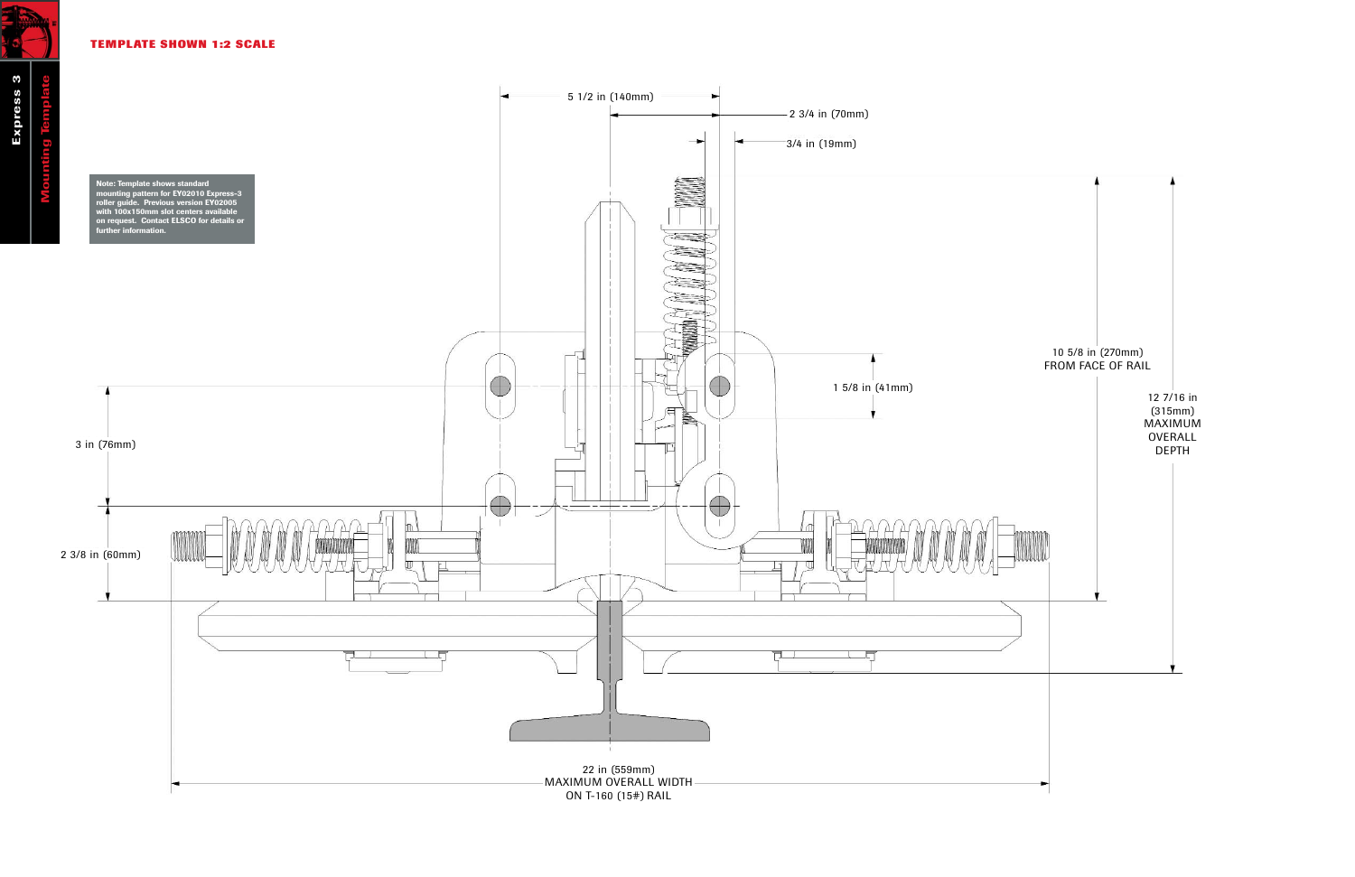**TEMPLATE SHOWN 1:2 SCALE**

**Note: Template shows standard mounting pattern for EY02010 Express-3 roller guide. Previous version EY02005 with 100x150mm slot centers available on request. Contact ELSCO for details or further information.**

5 1/2 in (140mm)

2 3/4 in (70mm)

3/4 in (19mm)

1 5/8 in (41mm)

10 5/8 in (270mm) FROM FACE OF RAIL

12 7/16 in (315mm) MAXIMUM OVERALL DEPTH

3 in (76mm)

2 3/8 in (60mm)

22 in (559mm) MAXIMUM OVERALL WIDTH ON T-160 (15#) RAIL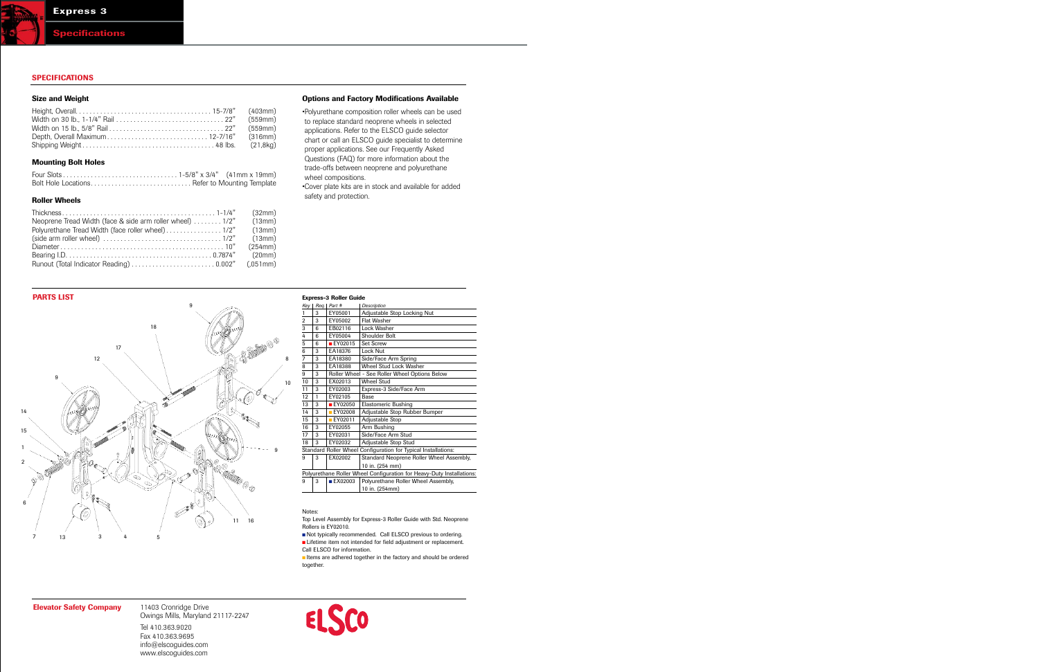## SPECIFICATIONS

### Size and Weight

| | | |
|---|---|---|
| Height, Overall | 15-7/8" | (403mm) |
| Width on 30 lb., 1-1/4" Rail | 22" | (559mm) |
| Width on 15 lb., 5/8" Rail | 22" | (559mm) |
| Depth, Overall Maximum | 12-7/16" | (316mm) |
| Shipping Weight | 48 lbs. | (21,8kg) |

### Mounting Bolt Holes

| | | |
|---|---|---|
| Four Slots | 1-5/8" x 3/4" | (41mm x 19mm) |
| Bolt Hole Locations | Refer to Mounting Template | |

### Roller Wheels

| | | |
|---|---|---|
| Thickness | 1-1/4" | (32mm) |
| Neoprene Tread Width (face & side arm roller wheel) | 1/2" | (13mm) |
| Polyurethane Tread Width (face roller wheel) | 1/2" | (13mm) |
| (side arm roller wheel) | 1/2" | (13mm) |
| Diameter | 10" | (254mm) |
| Bearing I.D. | 0.7874" | (20mm) |
| Runout (Total Indicator Reading) | 0.002" | (,051mm) |

### Options and Factory Modifications Available

- Polyurethane composition roller wheels can be used to replace standard neoprene wheels in selected applications. Refer to the ELSCO guide selector chart or call an ELSCO guide specialist to determine proper applications. See our Frequently Asked Questions (FAQ) for more information about the trade-offs between neoprene and polyurethane wheel compositions.
- Cover plate kits are in stock and available for added safety and protection.

## PARTS LIST

9
18
17
12
9
8
10
14
15
1
2
9
6
7
13
3
4
5
11
16

**Express-3 Roller Guide**

| Key | Req. | Part # | Description |
|---|---|---|---|
| 1 | 3 | EY05001 | Adjustable Stop Locking Nut |
| 2 | 3 | EY05002 | Flat Washer |
| 3 | 6 | EB02116 | Lock Washer |
| 4 | 6 | EY05004 | Shoulder Bolt |
| 5 | 6 | ■ EY02015 | Set Screw |
| 6 | 3 | EA18376 | Lock Nut |
| 7 | 3 | EA18380 | Side/Face Arm Spring |
| 8 | 3 | EA18388 | Wheel Stud Lock Washer |
| 9 | 3 | Roller Wheel | - See Roller Wheel Options Below |
| 10 | 3 | EX02013 | Wheel Stud |
| 11 | 3 | EY02003 | Express-3 Side/Face Arm |
| 12 | 1 | EY02105 | Base |
| 13 | 3 | ■ EY02050 | Elastomeric Bushing |
| 14 | 3 | ■ EY02008 | Adjustable Stop Rubber Bumper |
| 15 | 3 | ■ EY02011 | Adjustable Stop |
| 16 | 3 | EY02055 | Arm Bushing |
| 17 | 3 | EY02031 | Side/Face Arm Stud |
| 18 | 3 | EY02032 | Adjustable Stop Stud |
| Standard Roller Wheel Configuration for Typical Installations: | | | |
| 9 | 3 | EX02002 | Standard Neoprene Roller Wheel Assembly, 10 in. (254 mm) |
| Polyurethane Roller Wheel Configuration for Heavy-Duty Installations: | | | |
| 9 | 3 | ■ EX02003 | Polyurethane Roller Wheel Assembly, 10 in. (254mm) |

Notes:

Top Level Assembly for Express-3 Roller Guide with Std. Neoprene Rollers is EY02010.

■ Not typically recommended. Call ELSCO previous to ordering.

■ Lifetime item not intended for field adjustment or replacement. Call ELSCO for information.

■ Items are adhered together in the factory and should be ordered together.

**Elevator Safety Company**

11403 Cronridge Drive
Owings Mills, Maryland 21117-2247

Tel 410.363.9020
Fax 410.363.9695
info@elscoguides.com
www.elscoguides.com

ELSCO